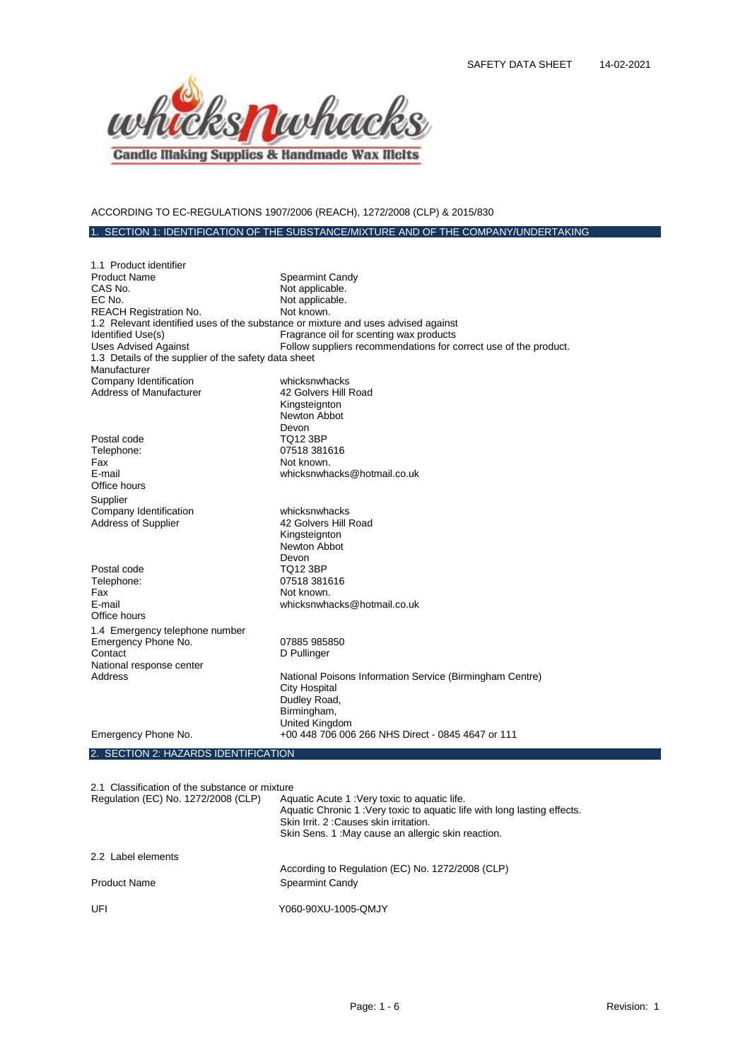SAFETY DATA SHEET 14-02-2021

whicksnwhacks

Candle Making Supplies & Handmade Wax Melts

ACCORDING TO EC-REGULATIONS 1907/2006 (REACH), 1272/2008 (CLP) & 2015/830

## 1. SECTION 1: IDENTIFICATION OF THE SUBSTANCE/MIXTURE AND OF THE COMPANY/UNDERTAKING

1.1 Product identifier

| | |
|---|---|
| Product Name | Spearmint Candy |
| CAS No. | Not applicable. |
| EC No. | Not applicable. |
| REACH Registration No. | Not known. |

1.2 Relevant identified uses of the substance or mixture and uses advised against

| | |
|---|---|
| Identified Use(s) | Fragrance oil for scenting wax products |
| Uses Advised Against | Follow suppliers recommendations for correct use of the product. |

1.3 Details of the supplier of the safety data sheet

Manufacturer

| | |
|---|---|
| Company Identification | whicksnwhacks |
| Address of Manufacturer | 42 Golvers Hill Road<br>Kingsteignton<br>Newton Abbot<br>Devon |
| Postal code | TQ12 3BP |
| Telephone: | 07518 381616 |
| Fax | Not known. |
| E-mail | whicksnwhacks@hotmail.co.uk |
| Office hours | |

Supplier

| | |
|---|---|
| Company Identification | whicksnwhacks |
| Address of Supplier | 42 Golvers Hill Road<br>Kingsteignton<br>Newton Abbot<br>Devon |
| Postal code | TQ12 3BP |
| Telephone: | 07518 381616 |
| Fax | Not known. |
| E-mail | whicksnwhacks@hotmail.co.uk |
| Office hours | |

1.4 Emergency telephone number

| | |
|---|---|
| Emergency Phone No. | 07885 985850 |
| Contact | D Pullinger |
| National response center | |
| Address | National Poisons Information Service (Birmingham Centre)<br>City Hospital<br>Dudley Road,<br>Birmingham,<br>United Kingdom |
| Emergency Phone No. | +00 448 706 006 266 NHS Direct - 0845 4647 or 111 |

## 2. SECTION 2: HAZARDS IDENTIFICATION

2.1 Classification of the substance or mixture

| | |
|---|---|
| Regulation (EC) No. 1272/2008 (CLP) | Aquatic Acute 1 :Very toxic to aquatic life.<br>Aquatic Chronic 1 :Very toxic to aquatic life with long lasting effects.<br>Skin Irrit. 2 :Causes skin irritation.<br>Skin Sens. 1 :May cause an allergic skin reaction. |

2.2 Label elements

| | |
|---|---|
| | According to Regulation (EC) No. 1272/2008 (CLP) |
| Product Name | Spearmint Candy |
| UFI | Y060-90XU-1005-QMJY |

Revision: 1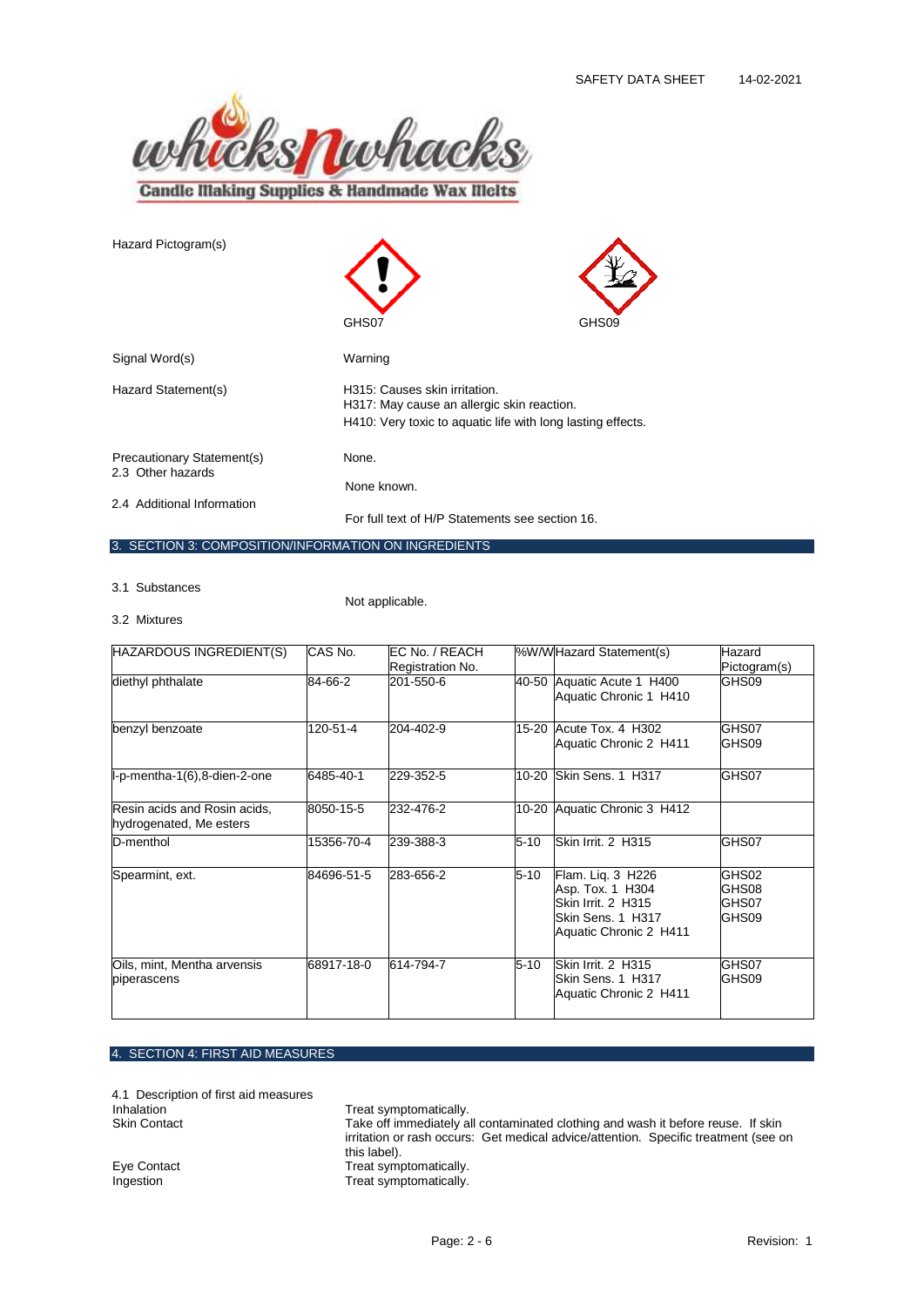Hazard Pictogram(s)

GHS07 GHS09

Signal Word(s) Warning

Hazard Statement(s)
H315: Causes skin irritation.
H317: May cause an allergic skin reaction.
H410: Very toxic to aquatic life with long lasting effects.

Precautionary Statement(s) None.

2.3 Other hazards

None known.

2.4 Additional Information

For full text of H/P Statements see section 16.

## 3. SECTION 3: COMPOSITION/INFORMATION ON INGREDIENTS

3.1 Substances

Not applicable.

3.2 Mixtures

| HAZARDOUS INGREDIENT(S) | CAS No. | EC No. / REACH Registration No. | %W/W | Hazard Statement(s) | Hazard Pictogram(s) |
|---|---|---|---|---|---|
| diethyl phthalate | 84-66-2 | 201-550-6 | 40-50 | Aquatic Acute 1 H400<br>Aquatic Chronic 1 H410 | GHS09 |
| benzyl benzoate | 120-51-4 | 204-402-9 | 15-20 | Acute Tox. 4 H302<br>Aquatic Chronic 2 H411 | GHS07<br>GHS09 |
| l-p-mentha-1(6),8-dien-2-one | 6485-40-1 | 229-352-5 | 10-20 | Skin Sens. 1 H317 | GHS07 |
| Resin acids and Rosin acids, hydrogenated, Me esters | 8050-15-5 | 232-476-2 | 10-20 | Aquatic Chronic 3 H412 | |
| D-menthol | 15356-70-4 | 239-388-3 | 5-10 | Skin Irrit. 2 H315 | GHS07 |
| Spearmint, ext. | 84696-51-5 | 283-656-2 | 5-10 | Flam. Liq. 3 H226<br>Asp. Tox. 1 H304<br>Skin Irrit. 2 H315<br>Skin Sens. 1 H317<br>Aquatic Chronic 2 H411 | GHS02<br>GHS08<br>GHS07<br>GHS09 |
| Oils, mint, Mentha arvensis piperascens | 68917-18-0 | 614-794-7 | 5-10 | Skin Irrit. 2 H315<br>Skin Sens. 1 H317<br>Aquatic Chronic 2 H411 | GHS07<br>GHS09 |

## 4. SECTION 4: FIRST AID MEASURES

4.1 Description of first aid measures

Inhalation: Treat symptomatically.

Skin Contact: Take off immediately all contaminated clothing and wash it before reuse. If skin irritation or rash occurs: Get medical advice/attention. Specific treatment (see on this label).

Eye Contact: Treat symptomatically.

Ingestion: Treat symptomatically.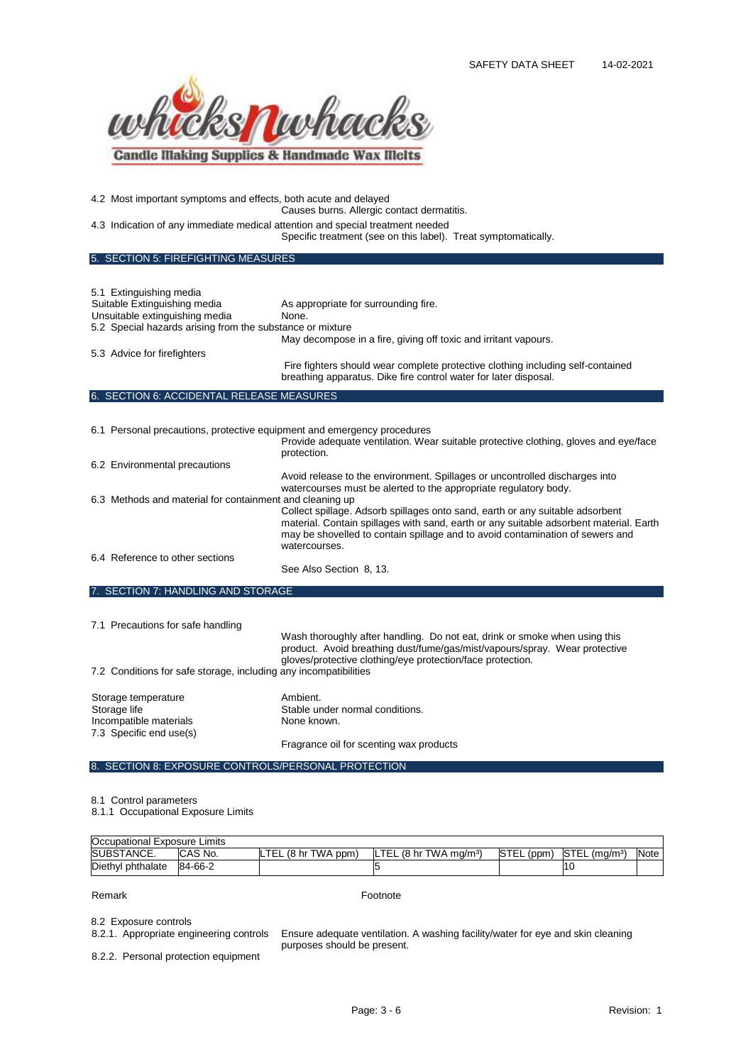4.2 Most important symptoms and effects, both acute and delayed

Causes burns. Allergic contact dermatitis.

4.3 Indication of any immediate medical attention and special treatment needed

Specific treatment (see on this label). Treat symptomatically.

## 5. SECTION 5: FIREFIGHTING MEASURES

5.1 Extinguishing media

Suitable Extinguishing media — As appropriate for surrounding fire.

Unsuitable extinguishing media — None.

5.2 Special hazards arising from the substance or mixture

May decompose in a fire, giving off toxic and irritant vapours.

5.3 Advice for firefighters

Fire fighters should wear complete protective clothing including self-contained breathing apparatus. Dike fire control water for later disposal.

## 6. SECTION 6: ACCIDENTAL RELEASE MEASURES

6.1 Personal precautions, protective equipment and emergency procedures

Provide adequate ventilation. Wear suitable protective clothing, gloves and eye/face protection.

6.2 Environmental precautions

Avoid release to the environment. Spillages or uncontrolled discharges into watercourses must be alerted to the appropriate regulatory body.

6.3 Methods and material for containment and cleaning up

Collect spillage. Adsorb spillages onto sand, earth or any suitable adsorbent material. Contain spillages with sand, earth or any suitable adsorbent material. Earth may be shovelled to contain spillage and to avoid contamination of sewers and watercourses.

6.4 Reference to other sections

See Also Section 8, 13.

## 7. SECTION 7: HANDLING AND STORAGE

7.1 Precautions for safe handling

Wash thoroughly after handling. Do not eat, drink or smoke when using this product. Avoid breathing dust/fume/gas/mist/vapours/spray. Wear protective gloves/protective clothing/eye protection/face protection.

7.2 Conditions for safe storage, including any incompatibilities

Storage temperature — Ambient.

Storage life — Stable under normal conditions.

Incompatible materials — None known.

7.3 Specific end use(s)

Fragrance oil for scenting wax products

## 8. SECTION 8: EXPOSURE CONTROLS/PERSONAL PROTECTION

8.1 Control parameters

8.1.1 Occupational Exposure Limits

| Occupational Exposure Limits | | | | | | |
|---|---|---|---|---|---|---|
| SUBSTANCE. | CAS No. | LTEL (8 hr TWA ppm) | LTEL (8 hr TWA mg/m³) | STEL (ppm) | STEL (mg/m³) | Note |
| Diethyl phthalate | 84-66-2 | | 5 | | 10 | |

Remark — Footnote

8.2 Exposure controls

8.2.1. Appropriate engineering controls — Ensure adequate ventilation. A washing facility/water for eye and skin cleaning purposes should be present.

8.2.2. Personal protection equipment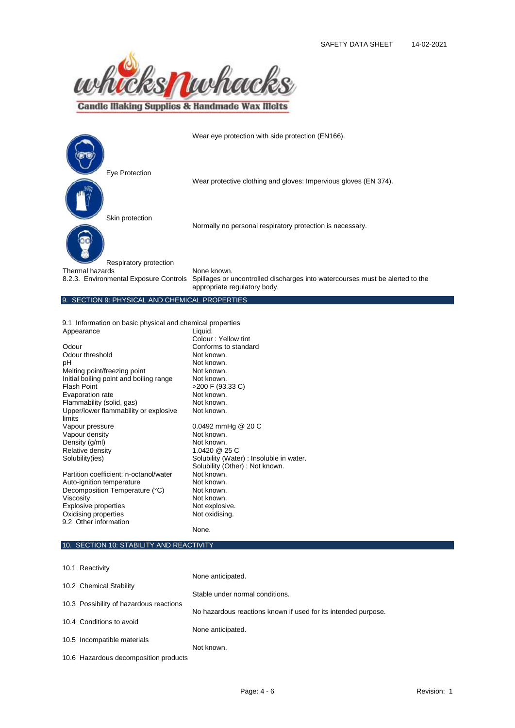| | |
|---|---|
| Eye Protection | Wear eye protection with side protection (EN166). |
| Skin protection | Wear protective clothing and gloves: Impervious gloves (EN 374). |
| Respiratory protection | Normally no personal respiratory protection is necessary. |
| Thermal hazards | None known. |
| 8.2.3. Environmental Exposure Controls | Spillages or uncontrolled discharges into watercourses must be alerted to the appropriate regulatory body. |

## 9. SECTION 9: PHYSICAL AND CHEMICAL PROPERTIES

9.1 Information on basic physical and chemical properties

| | |
|---|---|
| Appearance | Liquid.<br>Colour : Yellow tint |
| Odour | Conforms to standard |
| Odour threshold | Not known. |
| pH | Not known. |
| Melting point/freezing point | Not known. |
| Initial boiling point and boiling range | Not known. |
| Flash Point | >200 F (93.33 C) |
| Evaporation rate | Not known. |
| Flammability (solid, gas) | Not known. |
| Upper/lower flammability or explosive limits | Not known. |
| Vapour pressure | 0.0492 mmHg @ 20 C |
| Vapour density | Not known. |
| Density (g/ml) | Not known. |
| Relative density | 1.0420 @ 25 C |
| Solubility(ies) | Solubility (Water) : Insoluble in water.<br>Solubility (Other) : Not known. |
| Partition coefficient: n-octanol/water | Not known. |
| Auto-ignition temperature | Not known. |
| Decomposition Temperature (°C) | Not known. |
| Viscosity | Not known. |
| Explosive properties | Not explosive. |
| Oxidising properties | Not oxidising. |
| 9.2 Other information | None. |

## 10. SECTION 10: STABILITY AND REACTIVITY

| | |
|---|---|
| 10.1 Reactivity | None anticipated. |
| 10.2 Chemical Stability | Stable under normal conditions. |
| 10.3 Possibility of hazardous reactions | No hazardous reactions known if used for its intended purpose. |
| 10.4 Conditions to avoid | None anticipated. |
| 10.5 Incompatible materials | Not known. |
| 10.6 Hazardous decomposition products | |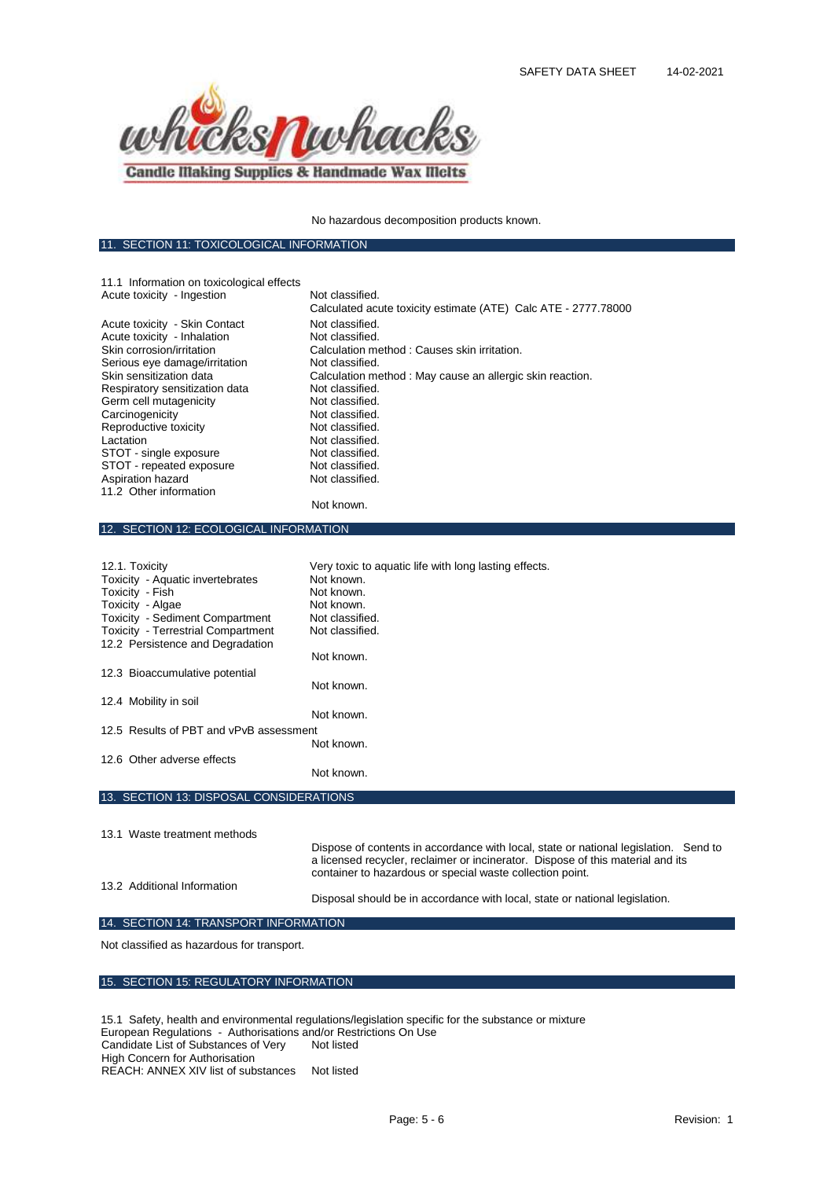No hazardous decomposition products known.

## 11. SECTION 11: TOXICOLOGICAL INFORMATION

11.1 Information on toxicological effects

| | |
|---|---|
| Acute toxicity - Ingestion | Not classified.<br>Calculated acute toxicity estimate (ATE) Calc ATE - 2777.78000 |
| Acute toxicity - Skin Contact | Not classified. |
| Acute toxicity - Inhalation | Not classified. |
| Skin corrosion/irritation | Calculation method : Causes skin irritation. |
| Serious eye damage/irritation | Not classified. |
| Skin sensitization data | Calculation method : May cause an allergic skin reaction. |
| Respiratory sensitization data | Not classified. |
| Germ cell mutagenicity | Not classified. |
| Carcinogenicity | Not classified. |
| Reproductive toxicity | Not classified. |
| Lactation | Not classified. |
| STOT - single exposure | Not classified. |
| STOT - repeated exposure | Not classified. |
| Aspiration hazard | Not classified. |

11.2 Other information

Not known.

## 12. SECTION 12: ECOLOGICAL INFORMATION

| | |
|---|---|
| 12.1. Toxicity | Very toxic to aquatic life with long lasting effects. |
| Toxicity - Aquatic invertebrates | Not known. |
| Toxicity - Fish | Not known. |
| Toxicity - Algae | Not known. |
| Toxicity - Sediment Compartment | Not classified. |
| Toxicity - Terrestrial Compartment | Not classified. |

12.2 Persistence and Degradation

Not known.

12.3 Bioaccumulative potential

Not known.

12.4 Mobility in soil

Not known.

12.5 Results of PBT and vPvB assessment

Not known.

12.6 Other adverse effects

Not known.

## 13. SECTION 13: DISPOSAL CONSIDERATIONS

13.1 Waste treatment methods

Dispose of contents in accordance with local, state or national legislation. Send to a licensed recycler, reclaimer or incinerator. Dispose of this material and its container to hazardous or special waste collection point.

13.2 Additional Information

Disposal should be in accordance with local, state or national legislation.

## 14. SECTION 14: TRANSPORT INFORMATION

Not classified as hazardous for transport.

## 15. SECTION 15: REGULATORY INFORMATION

15.1 Safety, health and environmental regulations/legislation specific for the substance or mixture

European Regulations - Authorisations and/or Restrictions On Use

| | |
|---|---|
| Candidate List of Substances of Very High Concern for Authorisation | Not listed |
| REACH: ANNEX XIV list of substances | Not listed |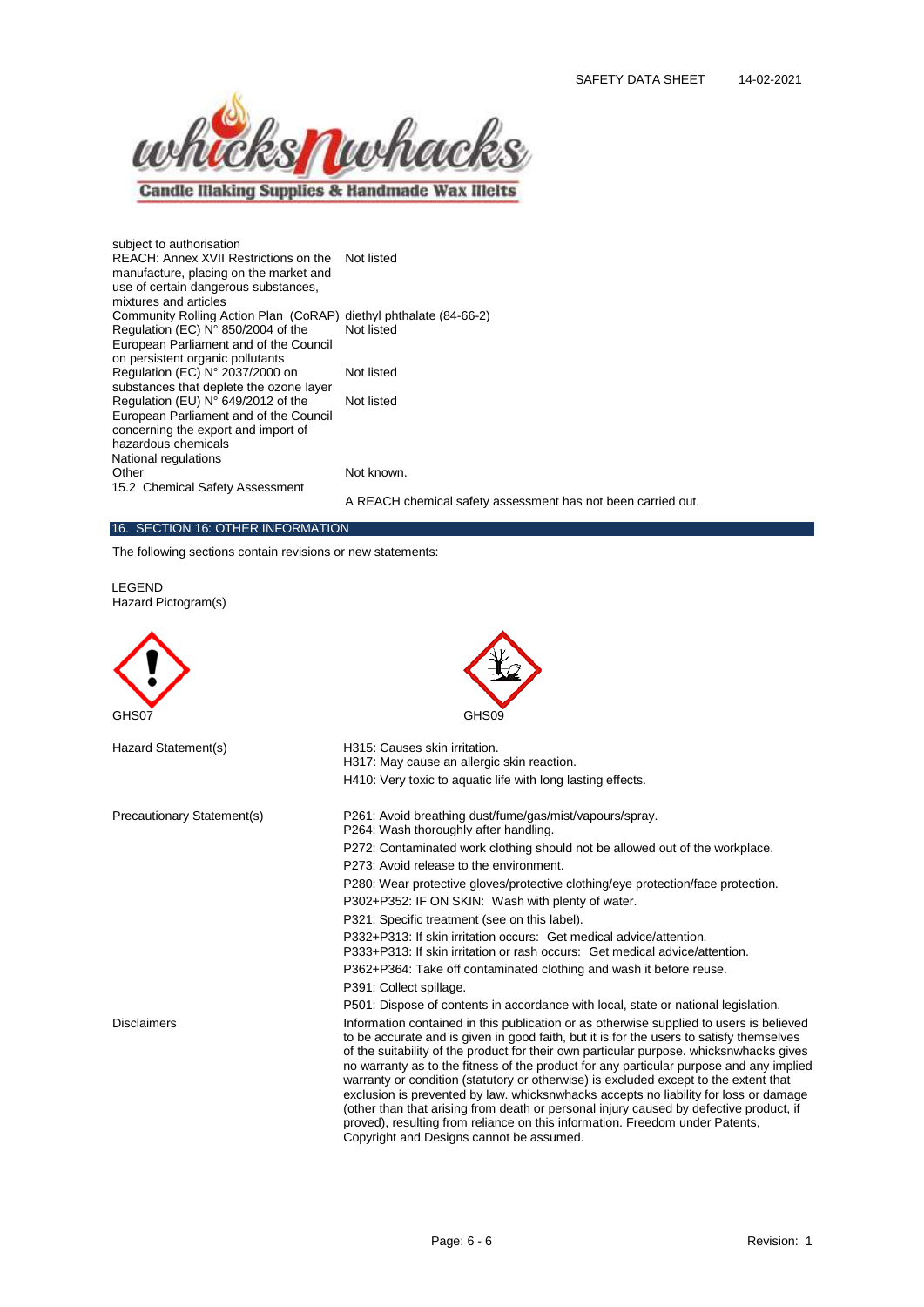| | |
|---|---|
| subject to authorisation | |
| REACH: Annex XVII Restrictions on the manufacture, placing on the market and use of certain dangerous substances, mixtures and articles | Not listed |
| Community Rolling Action Plan (CoRAP) | diethyl phthalate (84-66-2) |
| Regulation (EC) N° 850/2004 of the European Parliament and of the Council on persistent organic pollutants | Not listed |
| Regulation (EC) N° 2037/2000 on substances that deplete the ozone layer | Not listed |
| Regulation (EU) N° 649/2012 of the European Parliament and of the Council concerning the export and import of hazardous chemicals | Not listed |
| National regulations | |
| Other | Not known. |
| 15.2 Chemical Safety Assessment | |
| | A REACH chemical safety assessment has not been carried out. |

## 16. SECTION 16: OTHER INFORMATION

The following sections contain revisions or new statements:

LEGEND

Hazard Pictogram(s)

GHS07

GHS09

| | |
|---|---|
| Hazard Statement(s) | H315: Causes skin irritation.<br>H317: May cause an allergic skin reaction.<br>H410: Very toxic to aquatic life with long lasting effects. |
| Precautionary Statement(s) | P261: Avoid breathing dust/fume/gas/mist/vapours/spray.<br>P264: Wash thoroughly after handling.<br>P272: Contaminated work clothing should not be allowed out of the workplace.<br>P273: Avoid release to the environment.<br>P280: Wear protective gloves/protective clothing/eye protection/face protection.<br>P302+P352: IF ON SKIN: Wash with plenty of water.<br>P321: Specific treatment (see on this label).<br>P332+P313: If skin irritation occurs: Get medical advice/attention.<br>P333+P313: If skin irritation or rash occurs: Get medical advice/attention.<br>P362+P364: Take off contaminated clothing and wash it before reuse.<br>P391: Collect spillage.<br>P501: Dispose of contents in accordance with local, state or national legislation. |
| Disclaimers | Information contained in this publication or as otherwise supplied to users is believed to be accurate and is given in good faith, but it is for the users to satisfy themselves of the suitability of the product for their own particular purpose. whicksnwhacks gives no warranty as to the fitness of the product for any particular purpose and any implied warranty or condition (statutory or otherwise) is excluded except to the extent that exclusion is prevented by law. whicksnwhacks accepts no liability for loss or damage (other than that arising from death or personal injury caused by defective product, if proved), resulting from reliance on this information. Freedom under Patents, Copyright and Designs cannot be assumed. |